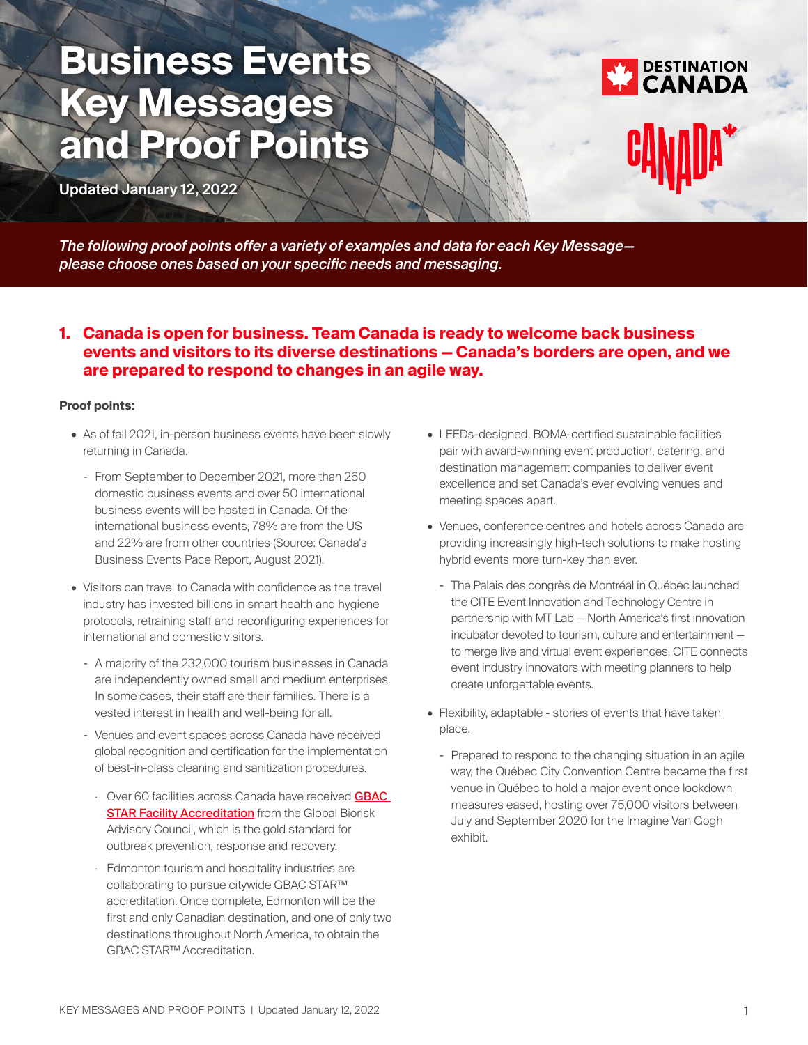# Business Events Key Messages and Proof Points

**Updated January 12, 2022**

*The following proof points offer a variety of examples and data for each Key Message—please choose ones based on your specific needs and messaging.*

## 1. Canada is open for business. Team Canada is ready to welcome back business events and visitors to its diverse destinations — Canada's borders are open, and we are prepared to respond to changes in an agile way.

**Proof points:**

- As of fall 2021, in-person business events have been slowly returning in Canada.
  - From September to December 2021, more than 260 domestic business events and over 50 international business events will be hosted in Canada. Of the international business events, 78% are from the US and 22% are from other countries (Source: Canada's Business Events Pace Report, August 2021).
- Visitors can travel to Canada with confidence as the travel industry has invested billions in smart health and hygiene protocols, retraining staff and reconfiguring experiences for international and domestic visitors.
  - A majority of the 232,000 tourism businesses in Canada are independently owned small and medium enterprises. In some cases, their staff are their families. There is a vested interest in health and well-being for all.
  - Venues and event spaces across Canada have received global recognition and certification for the implementation of best-in-class cleaning and sanitization procedures.
    - Over 60 facilities across Canada have received GBAC STAR Facility Accreditation from the Global Biorisk Advisory Council, which is the gold standard for outbreak prevention, response and recovery.
    - Edmonton tourism and hospitality industries are collaborating to pursue citywide GBAC STAR™ accreditation. Once complete, Edmonton will be the first and only Canadian destination, and one of only two destinations throughout North America, to obtain the GBAC STAR™ Accreditation.
- LEEDs-designed, BOMA-certified sustainable facilities pair with award-winning event production, catering, and destination management companies to deliver event excellence and set Canada's ever evolving venues and meeting spaces apart.
- Venues, conference centres and hotels across Canada are providing increasingly high-tech solutions to make hosting hybrid events more turn-key than ever.
  - The Palais des congrès de Montréal in Québec launched the CITE Event Innovation and Technology Centre in partnership with MT Lab — North America's first innovation incubator devoted to tourism, culture and entertainment — to merge live and virtual event experiences. CITE connects event industry innovators with meeting planners to help create unforgettable events.
- Flexibility, adaptable - stories of events that have taken place.
  - Prepared to respond to the changing situation in an agile way, the Québec City Convention Centre became the first venue in Québec to hold a major event once lockdown measures eased, hosting over 75,000 visitors between July and September 2020 for the Imagine Van Gogh exhibit.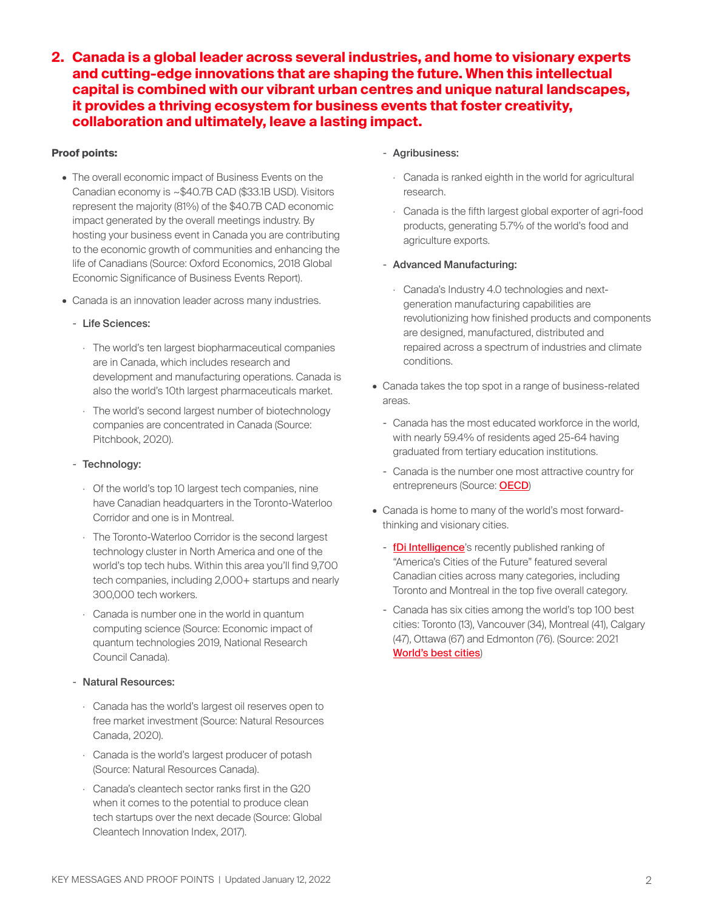## 2. Canada is a global leader across several industries, and home to visionary experts and cutting-edge innovations that are shaping the future. When this intellectual capital is combined with our vibrant urban centres and unique natural landscapes, it provides a thriving ecosystem for business events that foster creativity, collaboration and ultimately, leave a lasting impact.

**Proof points:**

- The overall economic impact of Business Events on the Canadian economy is ~$40.7B CAD ($33.1B USD). Visitors represent the majority (81%) of the $40.7B CAD economic impact generated by the overall meetings industry. By hosting your business event in Canada you are contributing to the economic growth of communities and enhancing the life of Canadians (Source: Oxford Economics, 2018 Global Economic Significance of Business Events Report).
- Canada is an innovation leader across many industries.
  - **Life Sciences:**
    - The world's ten largest biopharmaceutical companies are in Canada, which includes research and development and manufacturing operations. Canada is also the world's 10th largest pharmaceuticals market.
    - The world's second largest number of biotechnology companies are concentrated in Canada (Source: Pitchbook, 2020).
  - **Technology:**
    - Of the world's top 10 largest tech companies, nine have Canadian headquarters in the Toronto-Waterloo Corridor and one is in Montreal.
    - The Toronto-Waterloo Corridor is the second largest technology cluster in North America and one of the world's top tech hubs. Within this area you'll find 9,700 tech companies, including 2,000+ startups and nearly 300,000 tech workers.
    - Canada is number one in the world in quantum computing science (Source: Economic impact of quantum technologies 2019, National Research Council Canada).
  - **Natural Resources:**
    - Canada has the world's largest oil reserves open to free market investment (Source: Natural Resources Canada, 2020).
    - Canada is the world's largest producer of potash (Source: Natural Resources Canada).
    - Canada's cleantech sector ranks first in the G20 when it comes to the potential to produce clean tech startups over the next decade (Source: Global Cleantech Innovation Index, 2017).
  - **Agribusiness:**
    - Canada is ranked eighth in the world for agricultural research.
    - Canada is the fifth largest global exporter of agri-food products, generating 5.7% of the world's food and agriculture exports.
  - **Advanced Manufacturing:**
    - Canada's Industry 4.0 technologies and next-generation manufacturing capabilities are revolutionizing how finished products and components are designed, manufactured, distributed and repaired across a spectrum of industries and climate conditions.
- Canada takes the top spot in a range of business-related areas.
  - Canada has the most educated workforce in the world, with nearly 59.4% of residents aged 25-64 having graduated from tertiary education institutions.
  - Canada is the number one most attractive country for entrepreneurs (Source: OECD)
- Canada is home to many of the world's most forward-thinking and visionary cities.
  - fDi Intelligence's recently published ranking of "America's Cities of the Future" featured several Canadian cities across many categories, including Toronto and Montreal in the top five overall category.
  - Canada has six cities among the world's top 100 best cities: Toronto (13), Vancouver (34), Montreal (41), Calgary (47), Ottawa (67) and Edmonton (76). (Source: 2021 World's best cities)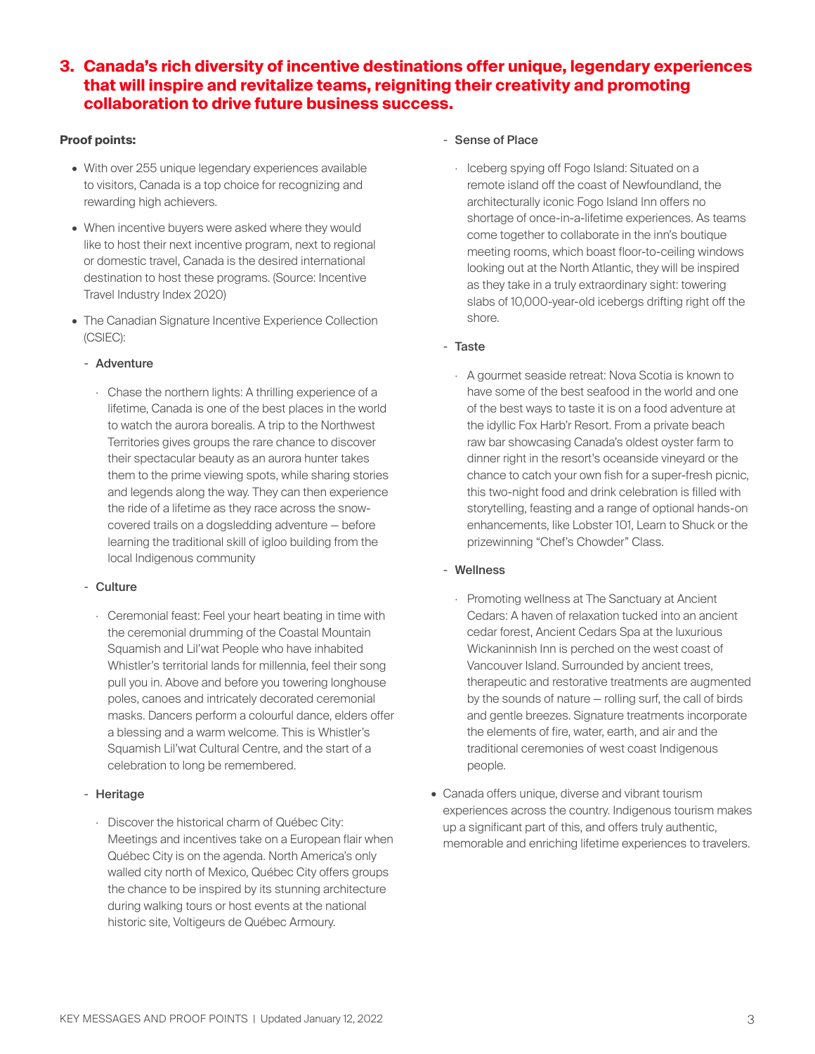## 3. Canada's rich diversity of incentive destinations offer unique, legendary experiences that will inspire and revitalize teams, reigniting their creativity and promoting collaboration to drive future business success.

**Proof points:**

- With over 255 unique legendary experiences available to visitors, Canada is a top choice for recognizing and rewarding high achievers.
- When incentive buyers were asked where they would like to host their next incentive program, next to regional or domestic travel, Canada is the desired international destination to host these programs. (Source: Incentive Travel Industry Index 2020)
- The Canadian Signature Incentive Experience Collection (CSIEC):
  - **Adventure**
    - Chase the northern lights: A thrilling experience of a lifetime, Canada is one of the best places in the world to watch the aurora borealis. A trip to the Northwest Territories gives groups the rare chance to discover their spectacular beauty as an aurora hunter takes them to the prime viewing spots, while sharing stories and legends along the way. They can then experience the ride of a lifetime as they race across the snow-covered trails on a dogsledding adventure — before learning the traditional skill of igloo building from the local Indigenous community
  - **Culture**
    - Ceremonial feast: Feel your heart beating in time with the ceremonial drumming of the Coastal Mountain Squamish and Lil'wat People who have inhabited Whistler's territorial lands for millennia, feel their song pull you in. Above and before you towering longhouse poles, canoes and intricately decorated ceremonial masks. Dancers perform a colourful dance, elders offer a blessing and a warm welcome. This is Whistler's Squamish Lil'wat Cultural Centre, and the start of a celebration to long be remembered.
  - **Heritage**
    - Discover the historical charm of Québec City: Meetings and incentives take on a European flair when Québec City is on the agenda. North America's only walled city north of Mexico, Québec City offers groups the chance to be inspired by its stunning architecture during walking tours or host events at the national historic site, Voltigeurs de Québec Armoury.
  - **Sense of Place**
    - Iceberg spying off Fogo Island: Situated on a remote island off the coast of Newfoundland, the architecturally iconic Fogo Island Inn offers no shortage of once-in-a-lifetime experiences. As teams come together to collaborate in the inn's boutique meeting rooms, which boast floor-to-ceiling windows looking out at the North Atlantic, they will be inspired as they take in a truly extraordinary sight: towering slabs of 10,000-year-old icebergs drifting right off the shore.
  - **Taste**
    - A gourmet seaside retreat: Nova Scotia is known to have some of the best seafood in the world and one of the best ways to taste it is on a food adventure at the idyllic Fox Harb'r Resort. From a private beach raw bar showcasing Canada's oldest oyster farm to dinner right in the resort's oceanside vineyard or the chance to catch your own fish for a super-fresh picnic, this two-night food and drink celebration is filled with storytelling, feasting and a range of optional hands-on enhancements, like Lobster 101, Learn to Shuck or the prizewinning "Chef's Chowder" Class.
  - **Wellness**
    - Promoting wellness at The Sanctuary at Ancient Cedars: A haven of relaxation tucked into an ancient cedar forest, Ancient Cedars Spa at the luxurious Wickaninnish Inn is perched on the west coast of Vancouver Island. Surrounded by ancient trees, therapeutic and restorative treatments are augmented by the sounds of nature — rolling surf, the call of birds and gentle breezes. Signature treatments incorporate the elements of fire, water, earth, and air and the traditional ceremonies of west coast Indigenous people.
- Canada offers unique, diverse and vibrant tourism experiences across the country. Indigenous tourism makes up a significant part of this, and offers truly authentic, memorable and enriching lifetime experiences to travelers.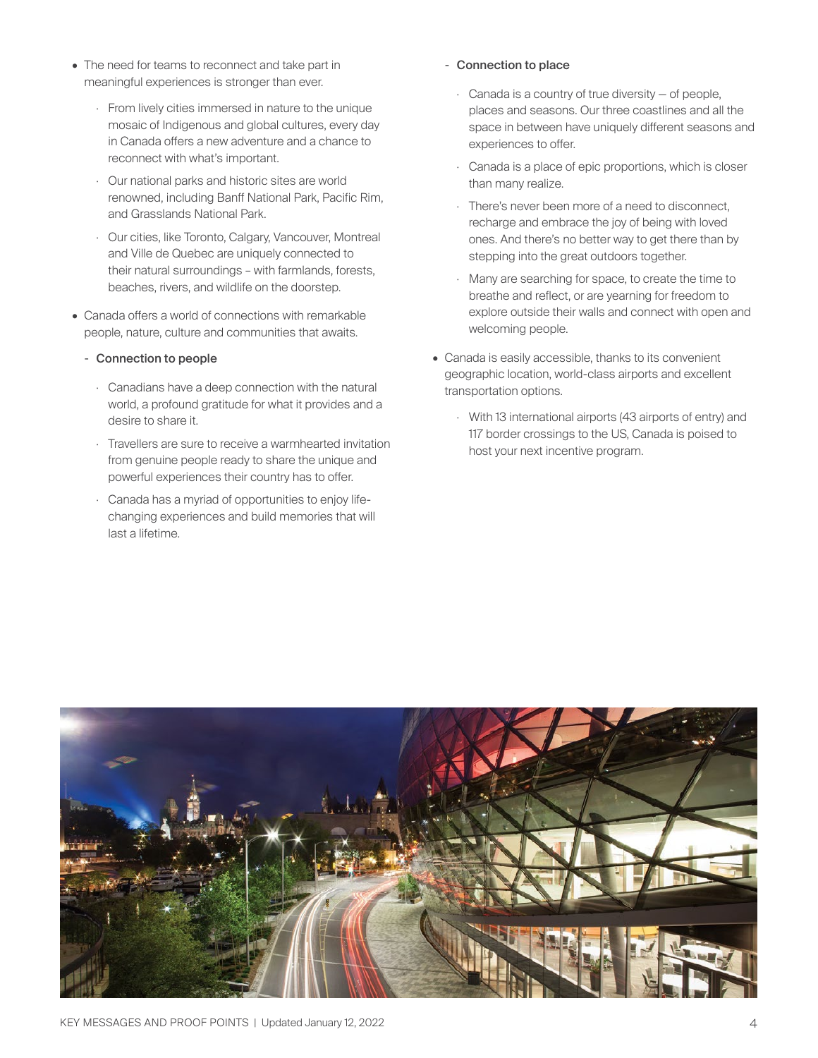- The need for teams to reconnect and take part in meaningful experiences is stronger than ever.
  - From lively cities immersed in nature to the unique mosaic of Indigenous and global cultures, every day in Canada offers a new adventure and a chance to reconnect with what's important.
  - Our national parks and historic sites are world renowned, including Banff National Park, Pacific Rim, and Grasslands National Park.
  - Our cities, like Toronto, Calgary, Vancouver, Montreal and Ville de Quebec are uniquely connected to their natural surroundings – with farmlands, forests, beaches, rivers, and wildlife on the doorstep.
- Canada offers a world of connections with remarkable people, nature, culture and communities that awaits.
  - **Connection to people**
    - Canadians have a deep connection with the natural world, a profound gratitude for what it provides and a desire to share it.
    - Travellers are sure to receive a warmhearted invitation from genuine people ready to share the unique and powerful experiences their country has to offer.
    - Canada has a myriad of opportunities to enjoy life-changing experiences and build memories that will last a lifetime.
  - **Connection to place**
    - Canada is a country of true diversity — of people, places and seasons. Our three coastlines and all the space in between have uniquely different seasons and experiences to offer.
    - Canada is a place of epic proportions, which is closer than many realize.
    - There's never been more of a need to disconnect, recharge and embrace the joy of being with loved ones. And there's no better way to get there than by stepping into the great outdoors together.
    - Many are searching for space, to create the time to breathe and reflect, or are yearning for freedom to explore outside their walls and connect with open and welcoming people.
- Canada is easily accessible, thanks to its convenient geographic location, world-class airports and excellent transportation options.
  - With 13 international airports (43 airports of entry) and 117 border crossings to the US, Canada is poised to host your next incentive program.